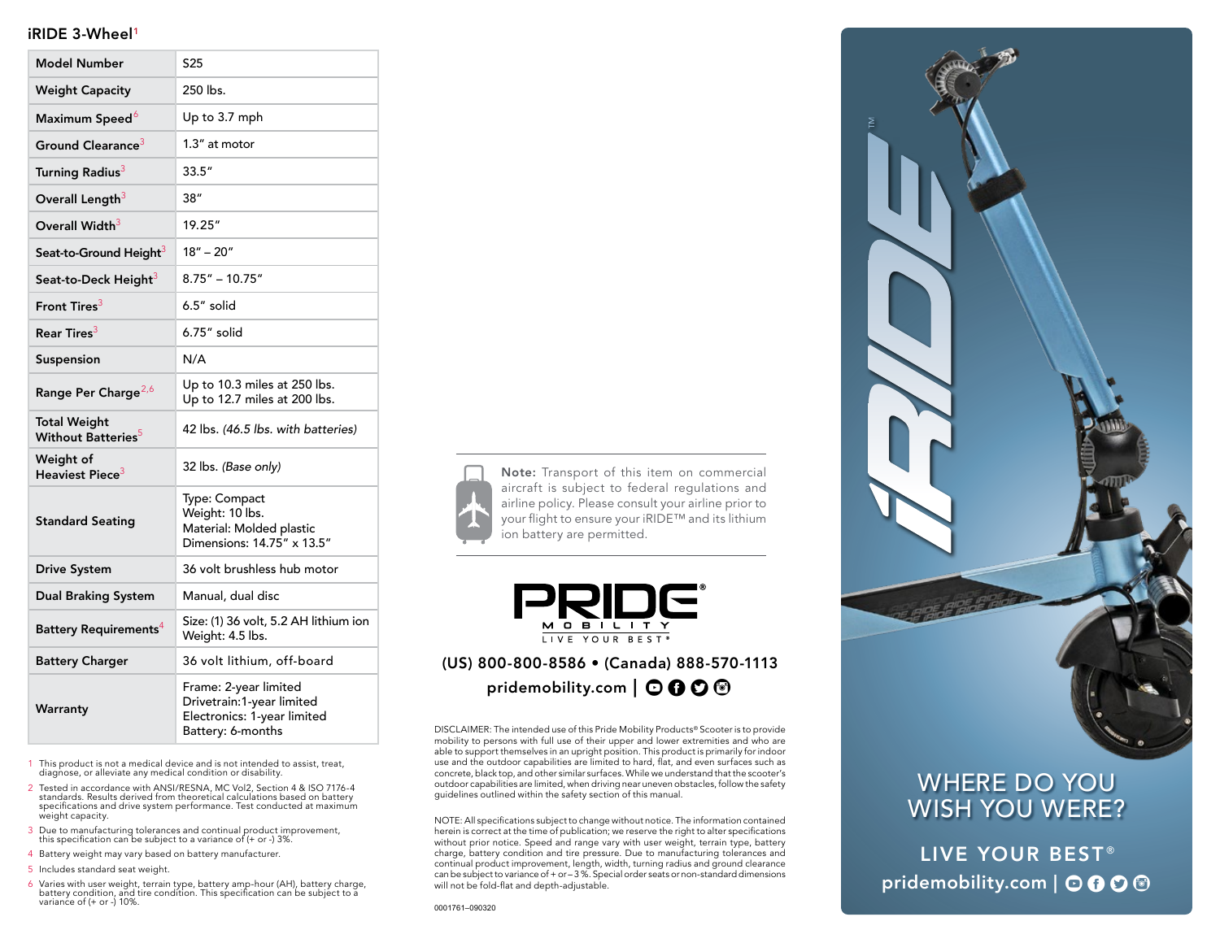## iRIDE 3-Wheel[1]

| Model Number | S25 |
|---|---|
| Weight Capacity | 250 lbs. |
| Maximum Speed[6] | Up to 3.7 mph |
| Ground Clearance[3] | 1.3″ at motor |
| Turning Radius[3] | 33.5″ |
| Overall Length[3] | 38″ |
| Overall Width[3] | 19.25″ |
| Seat-to-Ground Height[3] | 18″ – 20″ |
| Seat-to-Deck Height[3] | 8.75″ – 10.75″ |
| Front Tires[3] | 6.5″ solid |
| Rear Tires[3] | 6.75″ solid |
| Suspension | N/A |
| Range Per Charge[2,6] | Up to 10.3 miles at 250 lbs.<br>Up to 12.7 miles at 200 lbs. |
| Total Weight Without Batteries[5] | 42 lbs. *(46.5 lbs. with batteries)* |
| Weight of Heaviest Piece[3] | 32 lbs. *(Base only)* |
| Standard Seating | Type: Compact<br>Weight: 10 lbs.<br>Material: Molded plastic<br>Dimensions: 14.75″ x 13.5″ |
| Drive System | 36 volt brushless hub motor |
| Dual Braking System | Manual, dual disc |
| Battery Requirements[4] | Size: (1) 36 volt, 5.2 AH lithium ion<br>Weight: 4.5 lbs. |
| Battery Charger | 36 volt lithium, off-board |
| Warranty | Frame: 2-year limited<br>Drivetrain:1-year limited<br>Electronics: 1-year limited<br>Battery: 6-months |

1. This product is not a medical device and is not intended to assist, treat, diagnose, or alleviate any medical condition or disability.
2. Tested in accordance with ANSI/RESNA, MC Vol2, Section 4 & ISO 7176-4 standards. Results derived from theoretical calculations based on battery specifications and drive system performance. Test conducted at maximum weight capacity.
3. Due to manufacturing tolerances and continual product improvement, this specification can be subject to a variance of (+ or -) 3%.
4. Battery weight may vary based on battery manufacturer.
5. Includes standard seat weight.
6. Varies with user weight, terrain type, battery amp-hour (AH), battery charge, battery condition, and tire condition. This specification can be subject to a variance of (+ or -) 10%.

**Note:** Transport of this item on commercial aircraft is subject to federal regulations and airline policy. Please consult your airline prior to your flight to ensure your iRIDE™ and its lithium ion battery are permitted.

PRIDE® MOBILITY
LIVE YOUR BEST®

(US) 800-800-8586 • (Canada) 888-570-1113

pridemobility.com |

DISCLAIMER: The intended use of this Pride Mobility Products® Scooter is to provide mobility to persons with full use of their upper and lower extremities and who are able to support themselves in an upright position. This product is primarily for indoor use and the outdoor capabilities are limited to hard, flat, and even surfaces such as concrete, black top, and other similar surfaces. While we understand that the scooter's outdoor capabilities are limited, when driving near uneven obstacles, follow the safety guidelines outlined within the safety section of this manual.

NOTE: All specifications subject to change without notice. The information contained herein is correct at the time of publication; we reserve the right to alter specifications without prior notice. Speed and range vary with user weight, terrain type, battery charge, battery condition and tire pressure. Due to manufacturing tolerances and continual product improvement, length, width, turning radius and ground clearance can be subject to variance of + or – 3%. Special order seats or non-standard dimensions will not be fold-flat and depth-adjustable.

0001761–090320

iRIDE™

WHERE DO YOU WISH YOU WERE?

LIVE YOUR BEST®

pridemobility.com |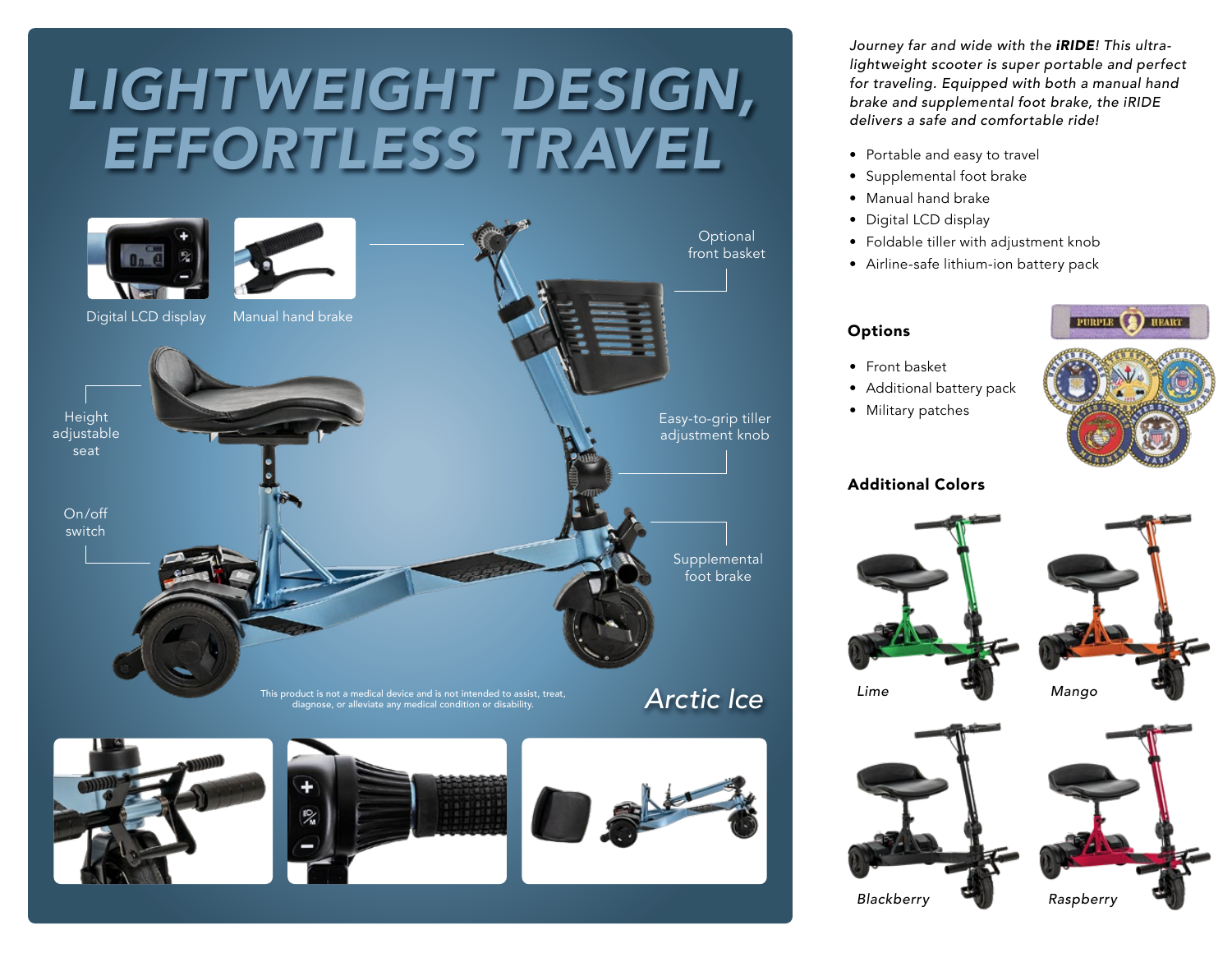# LIGHTWEIGHT DESIGN, EFFORTLESS TRAVEL

Digital LCD display

Manual hand brake

Optional front basket

Height adjustable seat

Easy-to-grip tiller adjustment knob

On/off switch

Supplemental foot brake

This product is not a medical device and is not intended to assist, treat, diagnose, or alleviate any medical condition or disability.

*Arctic Ice*

*Journey far and wide with the **iRIDE**! This ultra-lightweight scooter is super portable and perfect for traveling. Equipped with both a manual hand brake and supplemental foot brake, the iRIDE delivers a safe and comfortable ride!*

- Portable and easy to travel
- Supplemental foot brake
- Manual hand brake
- Digital LCD display
- Foldable tiller with adjustment knob
- Airline-safe lithium-ion battery pack

### Options

- Front basket
- Additional battery pack
- Military patches

### Additional Colors

*Lime*

*Mango*

*Blackberry*

*Raspberry*